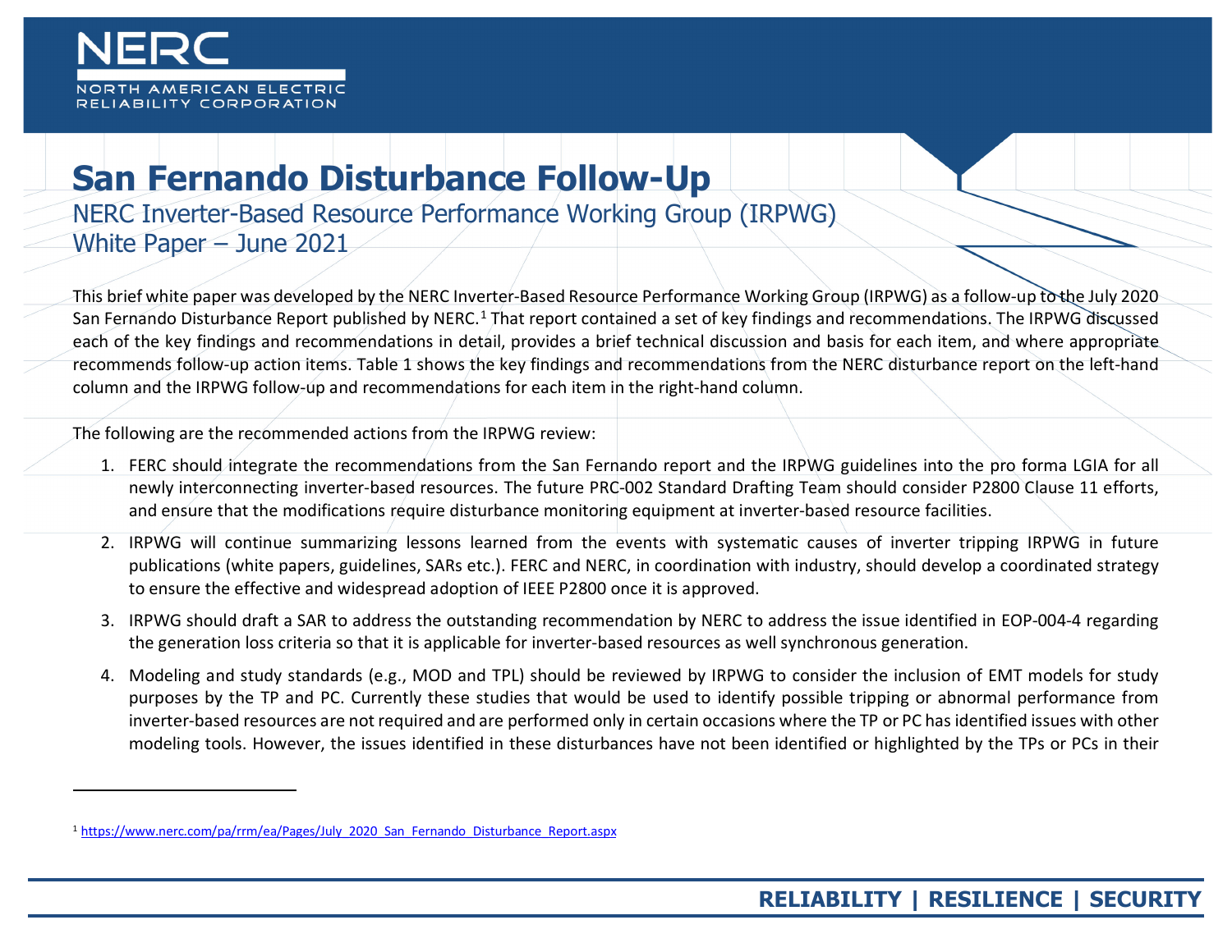# San Fernando Disturbance Follow-Up

NERC Inverter-Based Resource Performance Working Group (IRPWG)
White Paper – June 2021

This brief white paper was developed by the NERC Inverter-Based Resource Performance Working Group (IRPWG) as a follow-up to the July 2020 San Fernando Disturbance Report published by NERC.[1] That report contained a set of key findings and recommendations. The IRPWG discussed each of the key findings and recommendations in detail, provides a brief technical discussion and basis for each item, and where appropriate recommends follow-up action items. Table 1 shows the key findings and recommendations from the NERC disturbance report on the left-hand column and the IRPWG follow-up and recommendations for each item in the right-hand column.

The following are the recommended actions from the IRPWG review:

1. FERC should integrate the recommendations from the San Fernando report and the IRPWG guidelines into the pro forma LGIA for all newly interconnecting inverter-based resources. The future PRC-002 Standard Drafting Team should consider P2800 Clause 11 efforts, and ensure that the modifications require disturbance monitoring equipment at inverter-based resource facilities.
2. IRPWG will continue summarizing lessons learned from the events with systematic causes of inverter tripping IRPWG in future publications (white papers, guidelines, SARs etc.). FERC and NERC, in coordination with industry, should develop a coordinated strategy to ensure the effective and widespread adoption of IEEE P2800 once it is approved.
3. IRPWG should draft a SAR to address the outstanding recommendation by NERC to address the issue identified in EOP-004-4 regarding the generation loss criteria so that it is applicable for inverter-based resources as well synchronous generation.
4. Modeling and study standards (e.g., MOD and TPL) should be reviewed by IRPWG to consider the inclusion of EMT models for study purposes by the TP and PC. Currently these studies that would be used to identify possible tripping or abnormal performance from inverter-based resources are not required and are performed only in certain occasions where the TP or PC has identified issues with other modeling tools. However, the issues identified in these disturbances have not been identified or highlighted by the TPs or PCs in their

[1] https://www.nerc.com/pa/rrm/ea/Pages/July_2020_San_Fernando_Disturbance_Report.aspx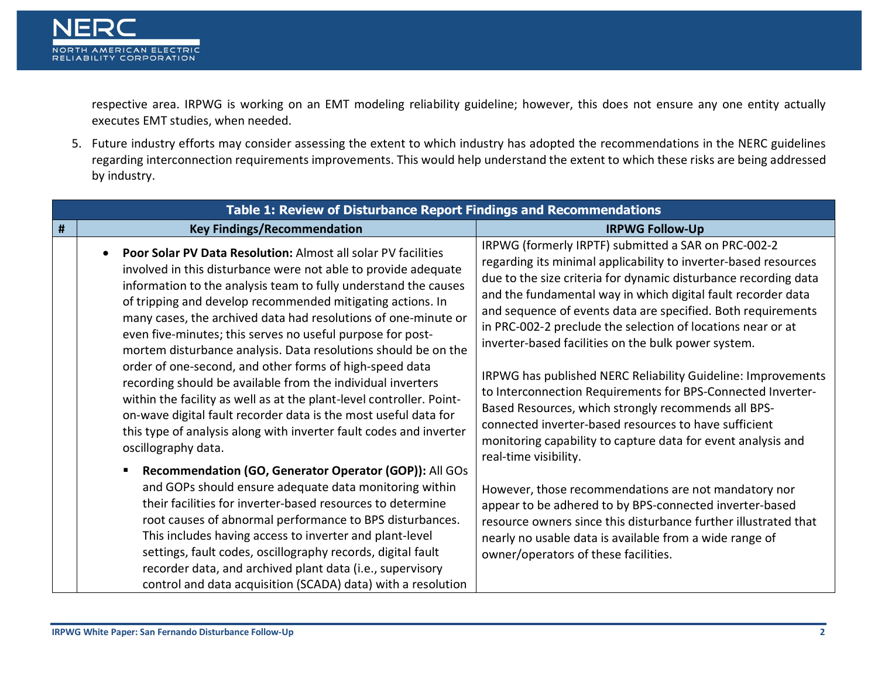respective area. IRPWG is working on an EMT modeling reliability guideline; however, this does not ensure any one entity actually executes EMT studies, when needed.

5. Future industry efforts may consider assessing the extent to which industry has adopted the recommendations in the NERC guidelines regarding interconnection requirements improvements. This would help understand the extent to which these risks are being addressed by industry.

**Table 1: Review of Disturbance Report Findings and Recommendations**

| # | Key Findings/Recommendation | IRPWG Follow-Up |
|---|---|---|
| | • **Poor Solar PV Data Resolution:** Almost all solar PV facilities involved in this disturbance were not able to provide adequate information to the analysis team to fully understand the causes of tripping and develop recommended mitigating actions. In many cases, the archived data had resolutions of one-minute or even five-minutes; this serves no useful purpose for post-mortem disturbance analysis. Data resolutions should be on the order of one-second, and other forms of high-speed data recording should be available from the individual inverters within the facility as well as at the plant-level controller. Point-on-wave digital fault recorder data is the most useful data for this type of analysis along with inverter fault codes and inverter oscillography data.<br><br>▪ **Recommendation (GO, Generator Operator (GOP)):** All GOs and GOPs should ensure adequate data monitoring within their facilities for inverter-based resources to determine root causes of abnormal performance to BPS disturbances. This includes having access to inverter and plant-level settings, fault codes, oscillography records, digital fault recorder data, and archived plant data (i.e., supervisory control and data acquisition (SCADA) data) with a resolution | IRPWG (formerly IRPTF) submitted a SAR on PRC-002-2 regarding its minimal applicability to inverter-based resources due to the size criteria for dynamic disturbance recording data and the fundamental way in which digital fault recorder data and sequence of events data are specified. Both requirements in PRC-002-2 preclude the selection of locations near or at inverter-based facilities on the bulk power system.<br><br>IRPWG has published NERC Reliability Guideline: Improvements to Interconnection Requirements for BPS-Connected Inverter-Based Resources, which strongly recommends all BPS-connected inverter-based resources to have sufficient monitoring capability to capture data for event analysis and real-time visibility.<br><br>However, those recommendations are not mandatory nor appear to be adhered to by BPS-connected inverter-based resource owners since this disturbance further illustrated that nearly no usable data is available from a wide range of owner/operators of these facilities. |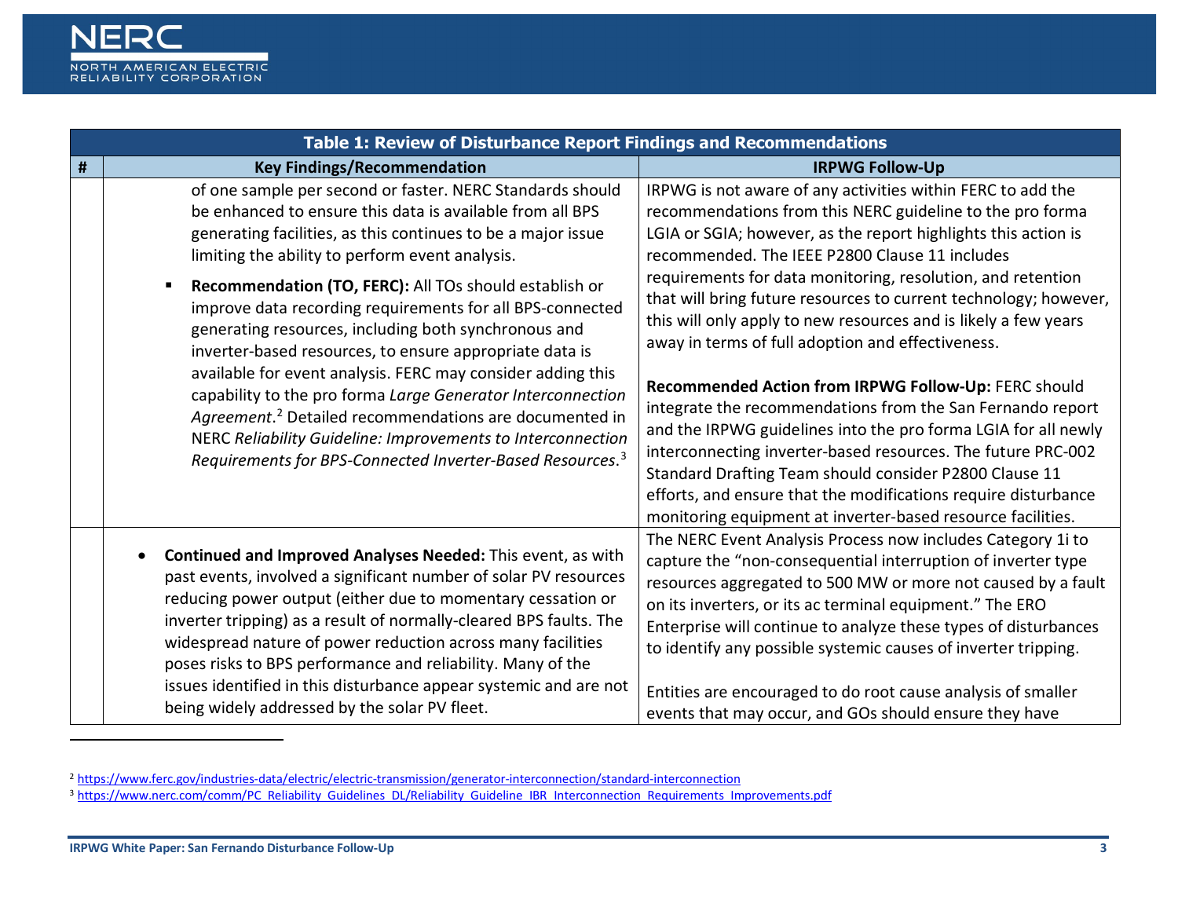| Table 1: Review of Disturbance Report Findings and Recommendations | | |
|---|---|---|
| # | Key Findings/Recommendation | IRPWG Follow-Up |
| | of one sample per second or faster. NERC Standards should be enhanced to ensure this data is available from all BPS generating facilities, as this continues to be a major issue limiting the ability to perform event analysis.<br><br>▪ **Recommendation (TO, FERC):** All TOs should establish or improve data recording requirements for all BPS-connected generating resources, including both synchronous and inverter-based resources, to ensure appropriate data is available for event analysis. FERC may consider adding this capability to the pro forma *Large Generator Interconnection Agreement*.[2] Detailed recommendations are documented in NERC *Reliability Guideline: Improvements to Interconnection Requirements for BPS-Connected Inverter-Based Resources*.[3] | IRPWG is not aware of any activities within FERC to add the recommendations from this NERC guideline to the pro forma LGIA or SGIA; however, as the report highlights this action is recommended. The IEEE P2800 Clause 11 includes requirements for data monitoring, resolution, and retention that will bring future resources to current technology; however, this will only apply to new resources and is likely a few years away in terms of full adoption and effectiveness.<br><br>**Recommended Action from IRPWG Follow-Up:** FERC should integrate the recommendations from the San Fernando report and the IRPWG guidelines into the pro forma LGIA for all newly interconnecting inverter-based resources. The future PRC-002 Standard Drafting Team should consider P2800 Clause 11 efforts, and ensure that the modifications require disturbance monitoring equipment at inverter-based resource facilities. |
| | • **Continued and Improved Analyses Needed:** This event, as with past events, involved a significant number of solar PV resources reducing power output (either due to momentary cessation or inverter tripping) as a result of normally-cleared BPS faults. The widespread nature of power reduction across many facilities poses risks to BPS performance and reliability. Many of the issues identified in this disturbance appear systemic and are not being widely addressed by the solar PV fleet. | The NERC Event Analysis Process now includes Category 1i to capture the "non-consequential interruption of inverter type resources aggregated to 500 MW or more not caused by a fault on its inverters, or its ac terminal equipment." The ERO Enterprise will continue to analyze these types of disturbances to identify any possible systemic causes of inverter tripping.<br><br>Entities are encouraged to do root cause analysis of smaller events that may occur, and GOs should ensure they have |

[2] https://www.ferc.gov/industries-data/electric/electric-transmission/generator-interconnection/standard-interconnection

[3] https://www.nerc.com/comm/PC_Reliability_Guidelines_DL/Reliability_Guideline_IBR_Interconnection_Requirements_Improvements.pdf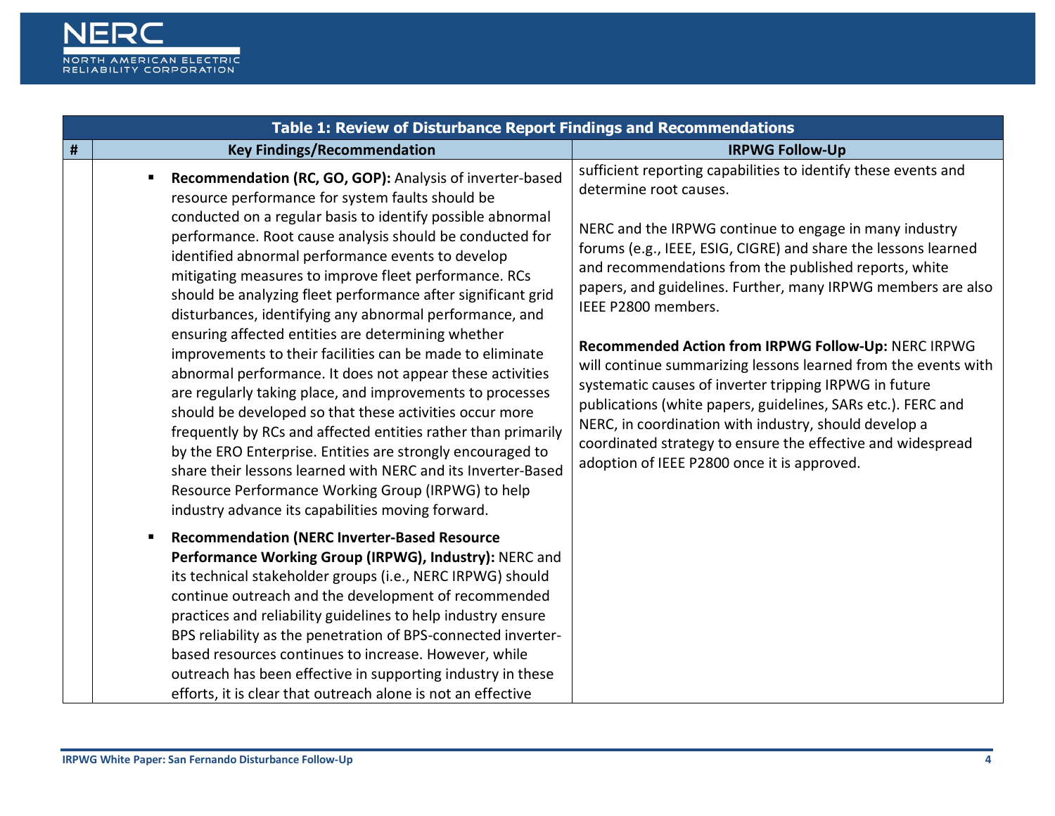| Table 1: Review of Disturbance Report Findings and Recommendations | | |
|---|---|---|
| # | Key Findings/Recommendation | IRPWG Follow-Up |
| | ▪ **Recommendation (RC, GO, GOP):** Analysis of inverter-based resource performance for system faults should be conducted on a regular basis to identify possible abnormal performance. Root cause analysis should be conducted for identified abnormal performance events to develop mitigating measures to improve fleet performance. RCs should be analyzing fleet performance after significant grid disturbances, identifying any abnormal performance, and ensuring affected entities are determining whether improvements to their facilities can be made to eliminate abnormal performance. It does not appear these activities are regularly taking place, and improvements to processes should be developed so that these activities occur more frequently by RCs and affected entities rather than primarily by the ERO Enterprise. Entities are strongly encouraged to share their lessons learned with NERC and its Inverter-Based Resource Performance Working Group (IRPWG) to help industry advance its capabilities moving forward.<br><br>▪ **Recommendation (NERC Inverter-Based Resource Performance Working Group (IRPWG), Industry):** NERC and its technical stakeholder groups (i.e., NERC IRPWG) should continue outreach and the development of recommended practices and reliability guidelines to help industry ensure BPS reliability as the penetration of BPS-connected inverter-based resources continues to increase. However, while outreach has been effective in supporting industry in these efforts, it is clear that outreach alone is not an effective | sufficient reporting capabilities to identify these events and determine root causes.<br><br>NERC and the IRPWG continue to engage in many industry forums (e.g., IEEE, ESIG, CIGRE) and share the lessons learned and recommendations from the published reports, white papers, and guidelines. Further, many IRPWG members are also IEEE P2800 members.<br><br>**Recommended Action from IRPWG Follow-Up:** NERC IRPWG will continue summarizing lessons learned from the events with systematic causes of inverter tripping IRPWG in future publications (white papers, guidelines, SARs etc.). FERC and NERC, in coordination with industry, should develop a coordinated strategy to ensure the effective and widespread adoption of IEEE P2800 once it is approved. |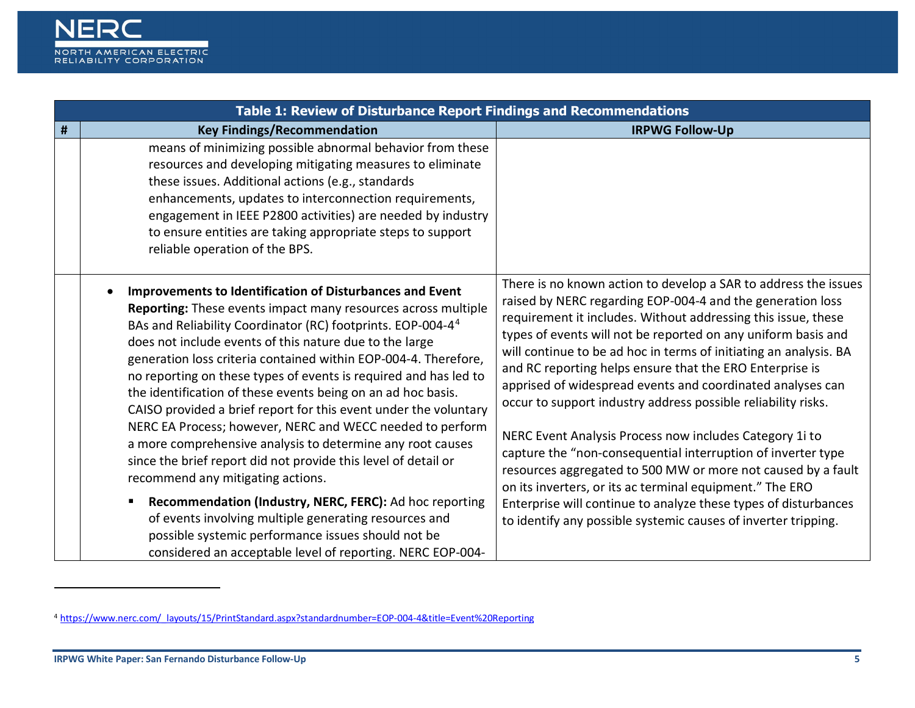| Table 1: Review of Disturbance Report Findings and Recommendations | | |
|---|---|---|
| # | Key Findings/Recommendation | IRPWG Follow-Up |
| | means of minimizing possible abnormal behavior from these resources and developing mitigating measures to eliminate these issues. Additional actions (e.g., standards enhancements, updates to interconnection requirements, engagement in IEEE P2800 activities) are needed by industry to ensure entities are taking appropriate steps to support reliable operation of the BPS. | |
| | • **Improvements to Identification of Disturbances and Event Reporting:** These events impact many resources across multiple BAs and Reliability Coordinator (RC) footprints. EOP-004-4[4] does not include events of this nature due to the large generation loss criteria contained within EOP-004-4. Therefore, no reporting on these types of events is required and has led to the identification of these events being on an ad hoc basis. CAISO provided a brief report for this event under the voluntary NERC EA Process; however, NERC and WECC needed to perform a more comprehensive analysis to determine any root causes since the brief report did not provide this level of detail or recommend any mitigating actions.<br>▪ **Recommendation (Industry, NERC, FERC):** Ad hoc reporting of events involving multiple generating resources and possible systemic performance issues should not be considered an acceptable level of reporting. NERC EOP-004- | There is no known action to develop a SAR to address the issues raised by NERC regarding EOP-004-4 and the generation loss requirement it includes. Without addressing this issue, these types of events will not be reported on any uniform basis and will continue to be ad hoc in terms of initiating an analysis. BA and RC reporting helps ensure that the ERO Enterprise is apprised of widespread events and coordinated analyses can occur to support industry address possible reliability risks.<br><br>NERC Event Analysis Process now includes Category 1i to capture the "non-consequential interruption of inverter type resources aggregated to 500 MW or more not caused by a fault on its inverters, or its ac terminal equipment." The ERO Enterprise will continue to analyze these types of disturbances to identify any possible systemic causes of inverter tripping. |

[4] https://www.nerc.com/_layouts/15/PrintStandard.aspx?standardnumber=EOP-004-4&title=Event%20Reporting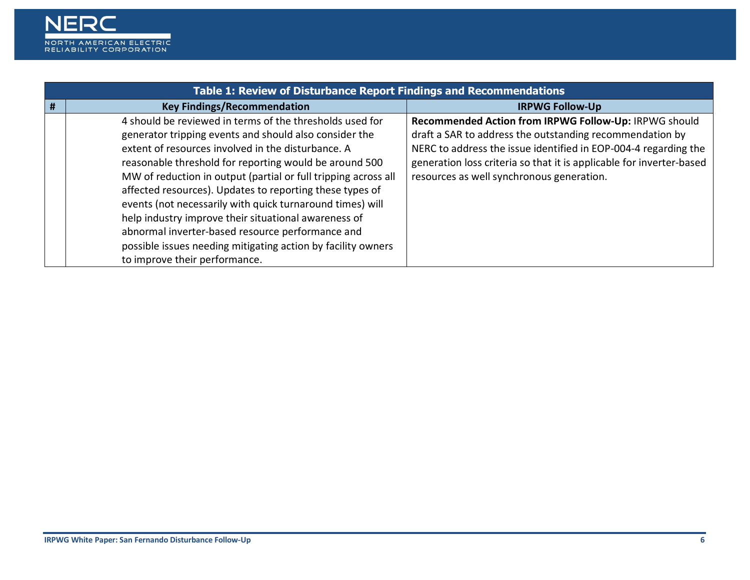| Table 1: Review of Disturbance Report Findings and Recommendations | | |
|---|---|---|
| # | Key Findings/Recommendation | IRPWG Follow-Up |
| | 4 should be reviewed in terms of the thresholds used for generator tripping events and should also consider the extent of resources involved in the disturbance. A reasonable threshold for reporting would be around 500 MW of reduction in output (partial or full tripping across all affected resources). Updates to reporting these types of events (not necessarily with quick turnaround times) will help industry improve their situational awareness of abnormal inverter-based resource performance and possible issues needing mitigating action by facility owners to improve their performance. | **Recommended Action from IRPWG Follow-Up:** IRPWG should draft a SAR to address the outstanding recommendation by NERC to address the issue identified in EOP-004-4 regarding the generation loss criteria so that it is applicable for inverter-based resources as well synchronous generation. |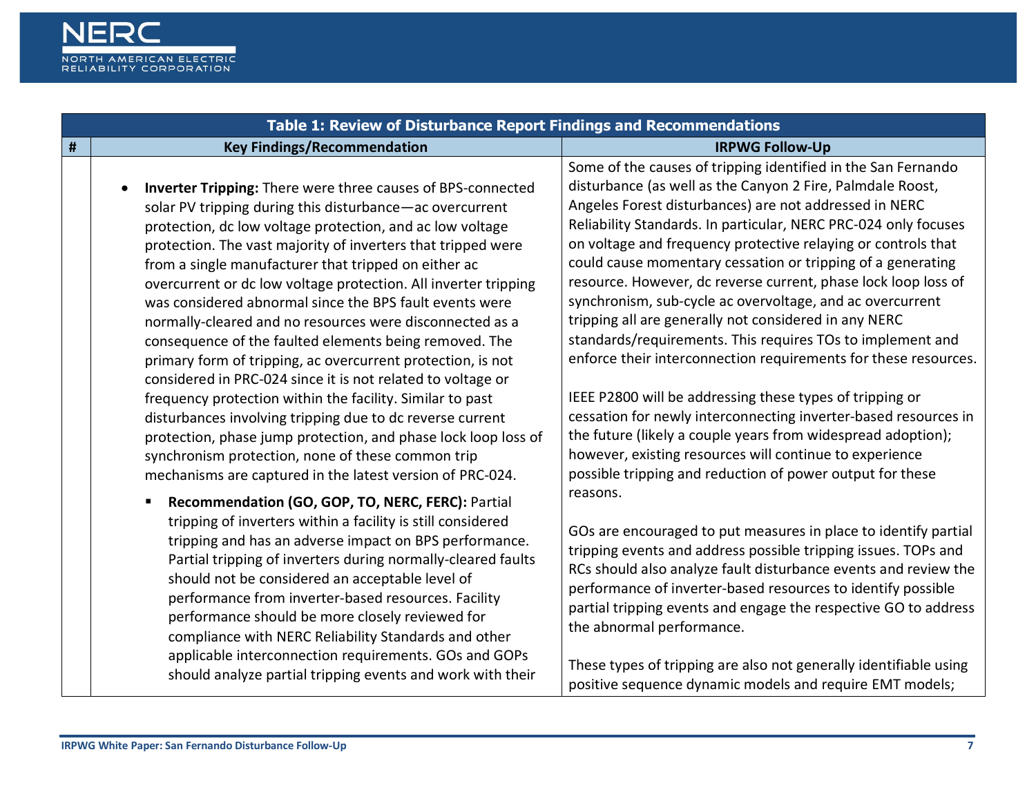| Table 1: Review of Disturbance Report Findings and Recommendations | | |
|---|---|---|
| # | Key Findings/Recommendation | IRPWG Follow-Up |
| | • **Inverter Tripping:** There were three causes of BPS-connected solar PV tripping during this disturbance—ac overcurrent protection, dc low voltage protection, and ac low voltage protection. The vast majority of inverters that tripped were from a single manufacturer that tripped on either ac overcurrent or dc low voltage protection. All inverter tripping was considered abnormal since the BPS fault events were normally-cleared and no resources were disconnected as a consequence of the faulted elements being removed. The primary form of tripping, ac overcurrent protection, is not considered in PRC-024 since it is not related to voltage or frequency protection within the facility. Similar to past disturbances involving tripping due to dc reverse current protection, phase jump protection, and phase lock loop loss of synchronism protection, none of these common trip mechanisms are captured in the latest version of PRC-024.<br><br>▪ **Recommendation (GO, GOP, TO, NERC, FERC):** Partial tripping of inverters within a facility is still considered tripping and has an adverse impact on BPS performance. Partial tripping of inverters during normally-cleared faults should not be considered an acceptable level of performance from inverter-based resources. Facility performance should be more closely reviewed for compliance with NERC Reliability Standards and other applicable interconnection requirements. GOs and GOPs should analyze partial tripping events and work with their | Some of the causes of tripping identified in the San Fernando disturbance (as well as the Canyon 2 Fire, Palmdale Roost, Angeles Forest disturbances) are not addressed in NERC Reliability Standards. In particular, NERC PRC-024 only focuses on voltage and frequency protective relaying or controls that could cause momentary cessation or tripping of a generating resource. However, dc reverse current, phase lock loop loss of synchronism, sub-cycle ac overvoltage, and ac overcurrent tripping all are generally not considered in any NERC standards/requirements. This requires TOs to implement and enforce their interconnection requirements for these resources.<br><br>IEEE P2800 will be addressing these types of tripping or cessation for newly interconnecting inverter-based resources in the future (likely a couple years from widespread adoption); however, existing resources will continue to experience possible tripping and reduction of power output for these reasons.<br><br>GOs are encouraged to put measures in place to identify partial tripping events and address possible tripping issues. TOPs and RCs should also analyze fault disturbance events and review the performance of inverter-based resources to identify possible partial tripping events and engage the respective GO to address the abnormal performance.<br><br>These types of tripping are also not generally identifiable using positive sequence dynamic models and require EMT models; |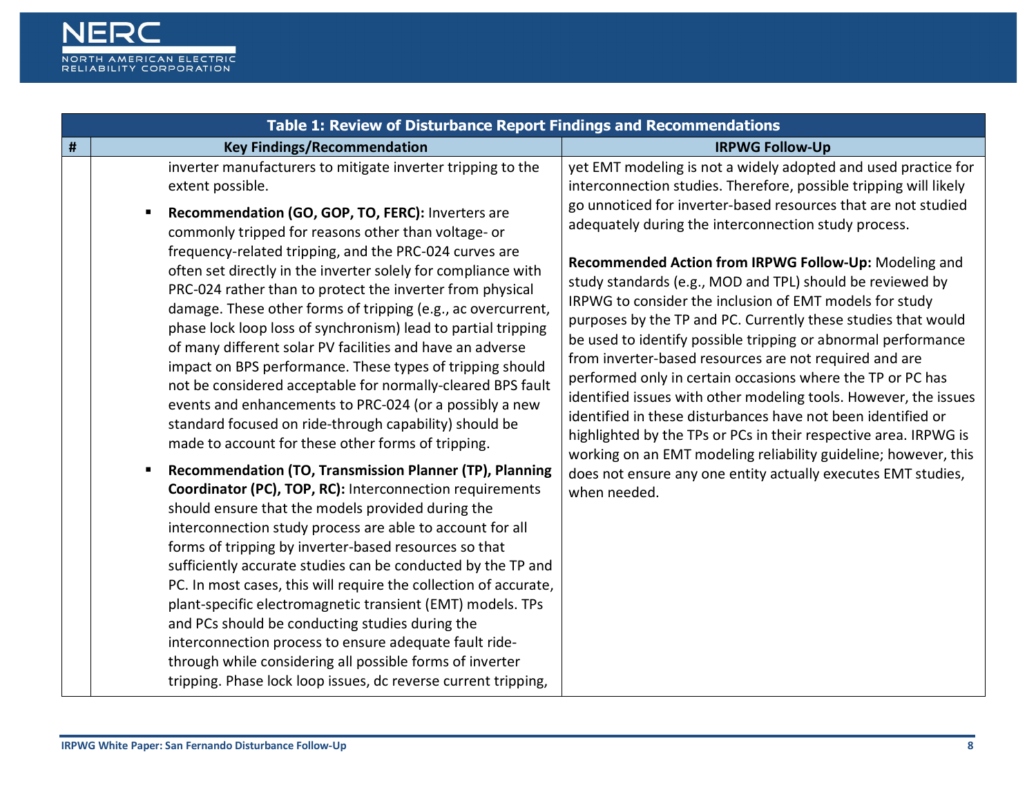| Table 1: Review of Disturbance Report Findings and Recommendations | | |
|---|---|---|
| # | Key Findings/Recommendation | IRPWG Follow-Up |
| | inverter manufacturers to mitigate inverter tripping to the extent possible.<br><br>▪ **Recommendation (GO, GOP, TO, FERC):** Inverters are commonly tripped for reasons other than voltage- or frequency-related tripping, and the PRC-024 curves are often set directly in the inverter solely for compliance with PRC-024 rather than to protect the inverter from physical damage. These other forms of tripping (e.g., ac overcurrent, phase lock loop loss of synchronism) lead to partial tripping of many different solar PV facilities and have an adverse impact on BPS performance. These types of tripping should not be considered acceptable for normally-cleared BPS fault events and enhancements to PRC-024 (or a possibly a new standard focused on ride-through capability) should be made to account for these other forms of tripping.<br><br>▪ **Recommendation (TO, Transmission Planner (TP), Planning Coordinator (PC), TOP, RC):** Interconnection requirements should ensure that the models provided during the interconnection study process are able to account for all forms of tripping by inverter-based resources so that sufficiently accurate studies can be conducted by the TP and PC. In most cases, this will require the collection of accurate, plant-specific electromagnetic transient (EMT) models. TPs and PCs should be conducting studies during the interconnection process to ensure adequate fault ride-through while considering all possible forms of inverter tripping. Phase lock loop issues, dc reverse current tripping, | yet EMT modeling is not a widely adopted and used practice for interconnection studies. Therefore, possible tripping will likely go unnoticed for inverter-based resources that are not studied adequately during the interconnection study process.<br><br>**Recommended Action from IRPWG Follow-Up:** Modeling and study standards (e.g., MOD and TPL) should be reviewed by IRPWG to consider the inclusion of EMT models for study purposes by the TP and PC. Currently these studies that would be used to identify possible tripping or abnormal performance from inverter-based resources are not required and are performed only in certain occasions where the TP or PC has identified issues with other modeling tools. However, the issues identified in these disturbances have not been identified or highlighted by the TPs or PCs in their respective area. IRPWG is working on an EMT modeling reliability guideline; however, this does not ensure any one entity actually executes EMT studies, when needed. |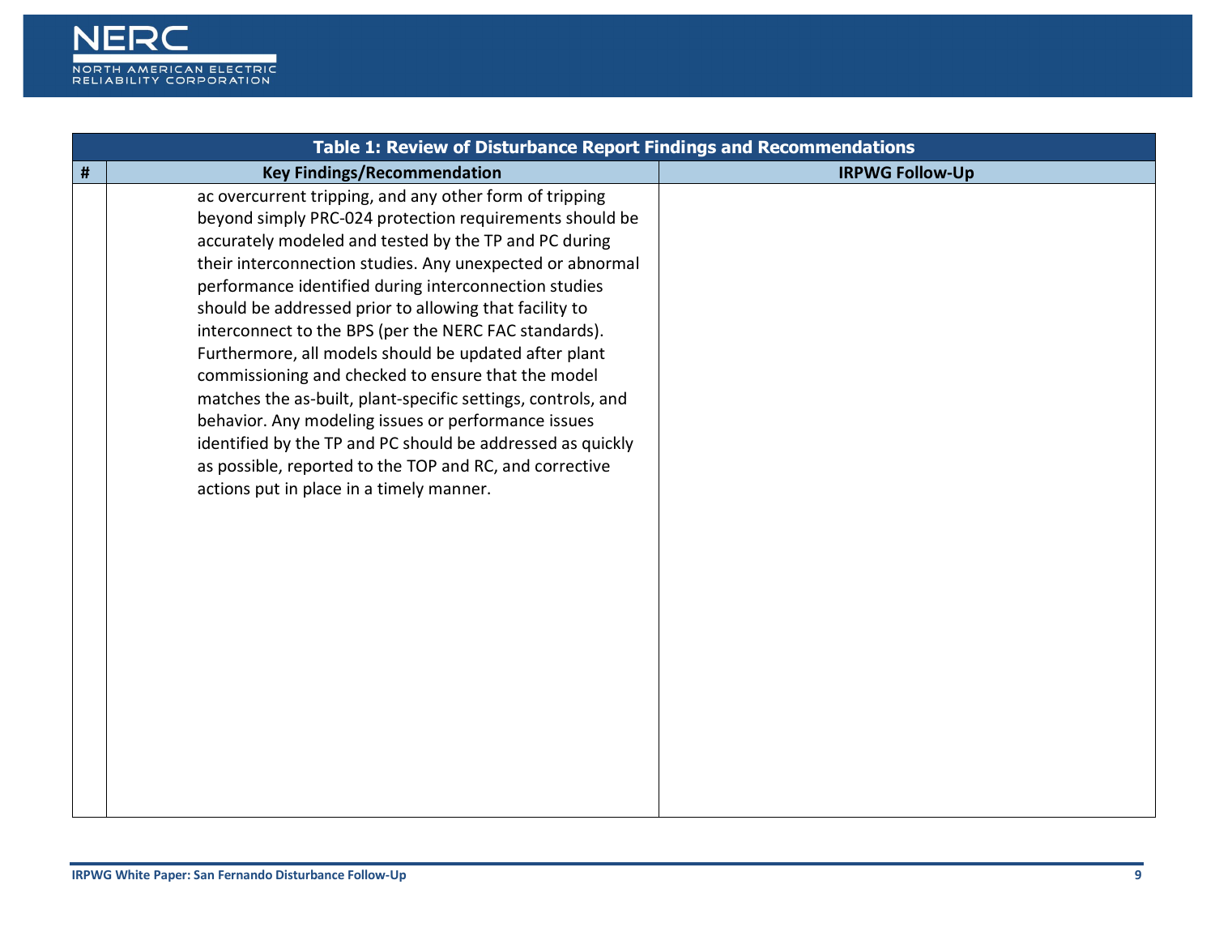| Table 1: Review of Disturbance Report Findings and Recommendations | | |
|---|---|---|
| # | Key Findings/Recommendation | IRPWG Follow-Up |
| | ac overcurrent tripping, and any other form of tripping beyond simply PRC-024 protection requirements should be accurately modeled and tested by the TP and PC during their interconnection studies. Any unexpected or abnormal performance identified during interconnection studies should be addressed prior to allowing that facility to interconnect to the BPS (per the NERC FAC standards). Furthermore, all models should be updated after plant commissioning and checked to ensure that the model matches the as-built, plant-specific settings, controls, and behavior. Any modeling issues or performance issues identified by the TP and PC should be addressed as quickly as possible, reported to the TOP and RC, and corrective actions put in place in a timely manner. | |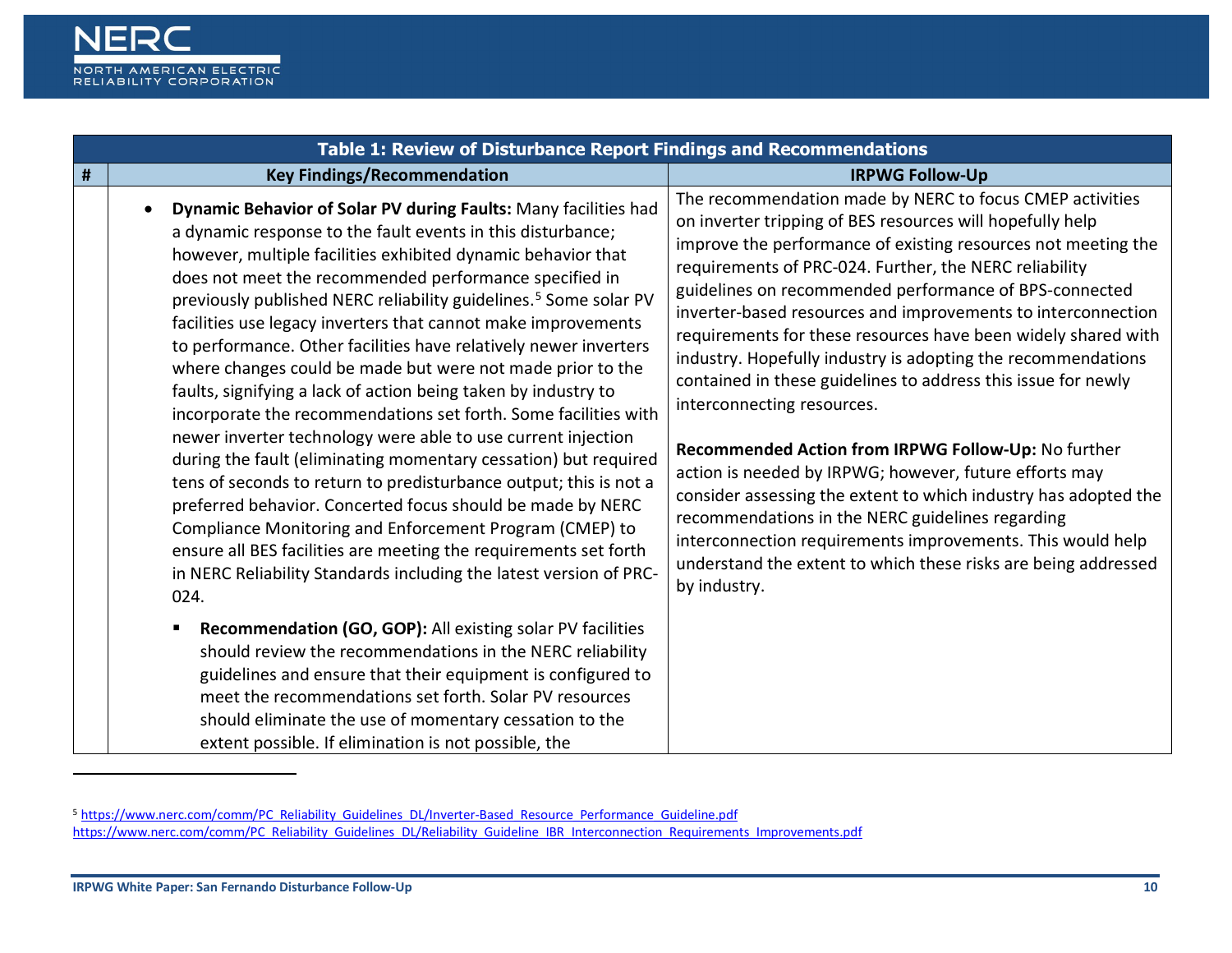| Table 1: Review of Disturbance Report Findings and Recommendations | | |
|---|---|---|
| # | Key Findings/Recommendation | IRPWG Follow-Up |
| | • **Dynamic Behavior of Solar PV during Faults:** Many facilities had a dynamic response to the fault events in this disturbance; however, multiple facilities exhibited dynamic behavior that does not meet the recommended performance specified in previously published NERC reliability guidelines.[5] Some solar PV facilities use legacy inverters that cannot make improvements to performance. Other facilities have relatively newer inverters where changes could be made but were not made prior to the faults, signifying a lack of action being taken by industry to incorporate the recommendations set forth. Some facilities with newer inverter technology were able to use current injection during the fault (eliminating momentary cessation) but required tens of seconds to return to predisturbance output; this is not a preferred behavior. Concerted focus should be made by NERC Compliance Monitoring and Enforcement Program (CMEP) to ensure all BES facilities are meeting the requirements set forth in NERC Reliability Standards including the latest version of PRC-024.<br><br>▪ **Recommendation (GO, GOP):** All existing solar PV facilities should review the recommendations in the NERC reliability guidelines and ensure that their equipment is configured to meet the recommendations set forth. Solar PV resources should eliminate the use of momentary cessation to the extent possible. If elimination is not possible, the | The recommendation made by NERC to focus CMEP activities on inverter tripping of BES resources will hopefully help improve the performance of existing resources not meeting the requirements of PRC-024. Further, the NERC reliability guidelines on recommended performance of BPS-connected inverter-based resources and improvements to interconnection requirements for these resources have been widely shared with industry. Hopefully industry is adopting the recommendations contained in these guidelines to address this issue for newly interconnecting resources.<br><br>**Recommended Action from IRPWG Follow-Up:** No further action is needed by IRPWG; however, future efforts may consider assessing the extent to which industry has adopted the recommendations in the NERC guidelines regarding interconnection requirements improvements. This would help understand the extent to which these risks are being addressed by industry. |

[5] https://www.nerc.com/comm/PC_Reliability_Guidelines_DL/Inverter-Based_Resource_Performance_Guideline.pdf
https://www.nerc.com/comm/PC_Reliability_Guidelines_DL/Reliability_Guideline_IBR_Interconnection_Requirements_Improvements.pdf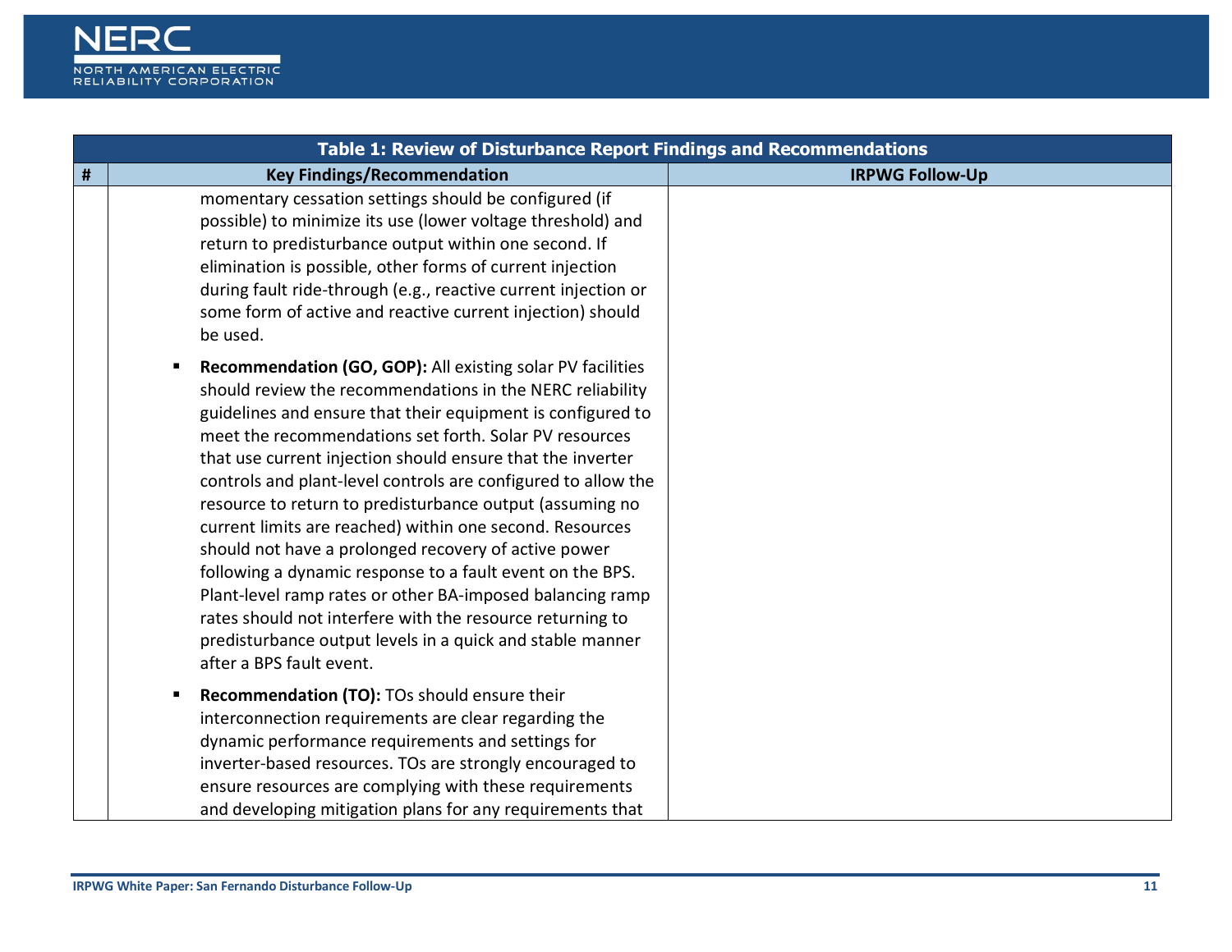| Table 1: Review of Disturbance Report Findings and Recommendations | | |
|---|---|---|
| # | Key Findings/Recommendation | IRPWG Follow-Up |
| | momentary cessation settings should be configured (if possible) to minimize its use (lower voltage threshold) and return to predisturbance output within one second. If elimination is possible, other forms of current injection during fault ride-through (e.g., reactive current injection or some form of active and reactive current injection) should be used.<br><br>▪ **Recommendation (GO, GOP):** All existing solar PV facilities should review the recommendations in the NERC reliability guidelines and ensure that their equipment is configured to meet the recommendations set forth. Solar PV resources that use current injection should ensure that the inverter controls and plant-level controls are configured to allow the resource to return to predisturbance output (assuming no current limits are reached) within one second. Resources should not have a prolonged recovery of active power following a dynamic response to a fault event on the BPS. Plant-level ramp rates or other BA-imposed balancing ramp rates should not interfere with the resource returning to predisturbance output levels in a quick and stable manner after a BPS fault event.<br><br>▪ **Recommendation (TO):** TOs should ensure their interconnection requirements are clear regarding the dynamic performance requirements and settings for inverter-based resources. TOs are strongly encouraged to ensure resources are complying with these requirements and developing mitigation plans for any requirements that | |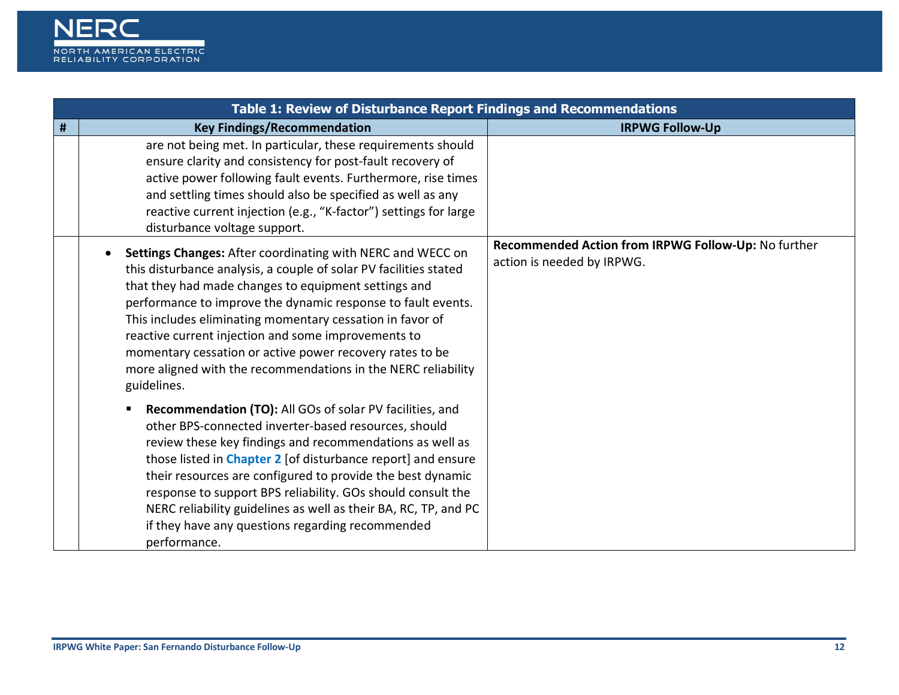| Table 1: Review of Disturbance Report Findings and Recommendations | | |
|---|---|---|
| **#** | **Key Findings/Recommendation** | **IRPWG Follow-Up** |
| | are not being met. In particular, these requirements should ensure clarity and consistency for post-fault recovery of active power following fault events. Furthermore, rise times and settling times should also be specified as well as any reactive current injection (e.g., "K-factor") settings for large disturbance voltage support. | |
| | • **Settings Changes:** After coordinating with NERC and WECC on this disturbance analysis, a couple of solar PV facilities stated that they had made changes to equipment settings and performance to improve the dynamic response to fault events. This includes eliminating momentary cessation in favor of reactive current injection and some improvements to momentary cessation or active power recovery rates to be more aligned with the recommendations in the NERC reliability guidelines.<br><br>▪ **Recommendation (TO):** All GOs of solar PV facilities, and other BPS-connected inverter-based resources, should review these key findings and recommendations as well as those listed in Chapter 2 [of disturbance report] and ensure their resources are configured to provide the best dynamic response to support BPS reliability. GOs should consult the NERC reliability guidelines as well as their BA, RC, TP, and PC if they have any questions regarding recommended performance. | **Recommended Action from IRPWG Follow-Up:** No further action is needed by IRPWG. |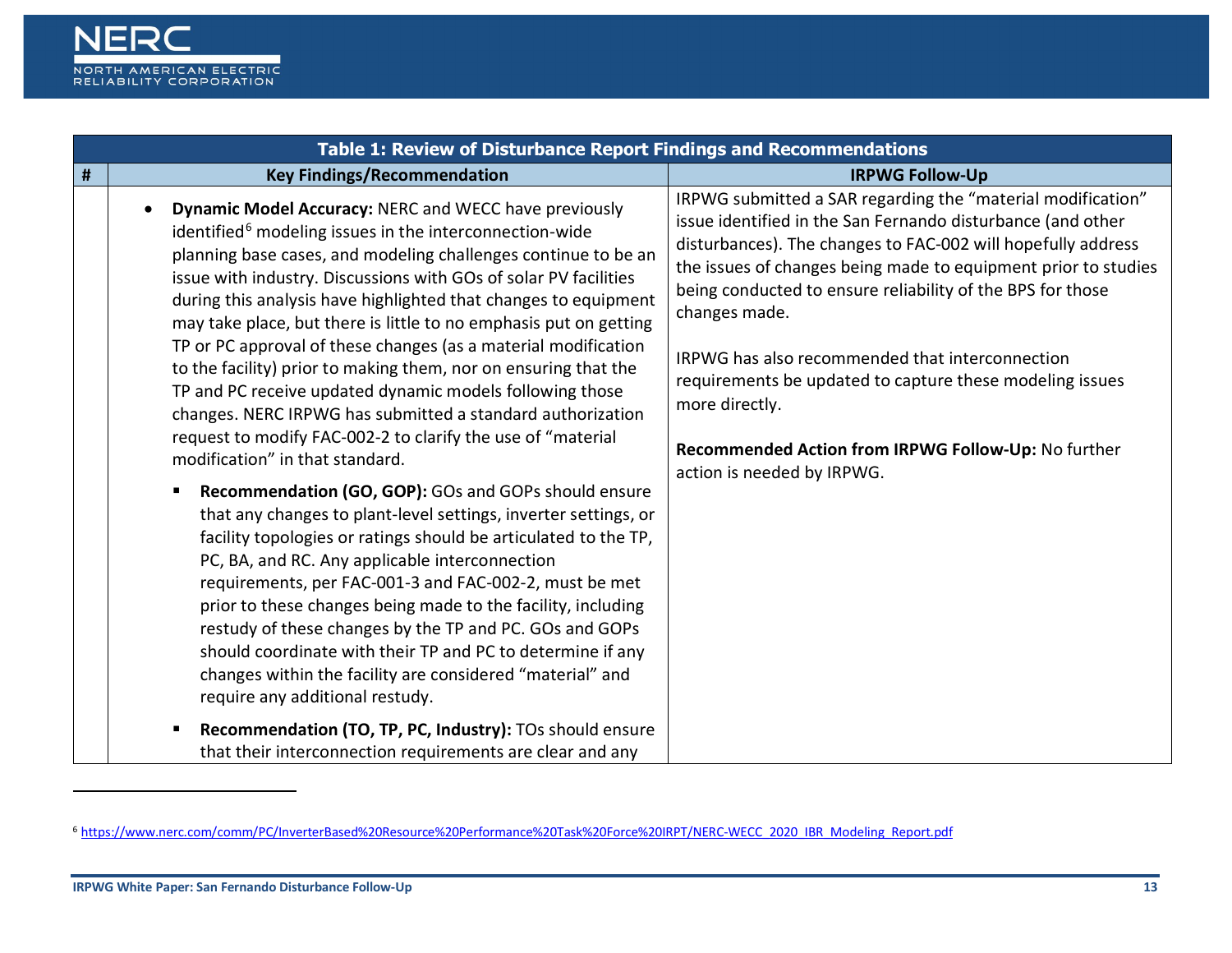| Table 1: Review of Disturbance Report Findings and Recommendations | | |
|---|---|---|
| # | Key Findings/Recommendation | IRPWG Follow-Up |
| | • **Dynamic Model Accuracy:** NERC and WECC have previously identified[6] modeling issues in the interconnection-wide planning base cases, and modeling challenges continue to be an issue with industry. Discussions with GOs of solar PV facilities during this analysis have highlighted that changes to equipment may take place, but there is little to no emphasis put on getting TP or PC approval of these changes (as a material modification to the facility) prior to making them, nor on ensuring that the TP and PC receive updated dynamic models following those changes. NERC IRPWG has submitted a standard authorization request to modify FAC-002-2 to clarify the use of "material modification" in that standard.<br>▪ **Recommendation (GO, GOP):** GOs and GOPs should ensure that any changes to plant-level settings, inverter settings, or facility topologies or ratings should be articulated to the TP, PC, BA, and RC. Any applicable interconnection requirements, per FAC-001-3 and FAC-002-2, must be met prior to these changes being made to the facility, including restudy of these changes by the TP and PC. GOs and GOPs should coordinate with their TP and PC to determine if any changes within the facility are considered "material" and require any additional restudy.<br>▪ **Recommendation (TO, TP, PC, Industry):** TOs should ensure that their interconnection requirements are clear and any | IRPWG submitted a SAR regarding the "material modification" issue identified in the San Fernando disturbance (and other disturbances). The changes to FAC-002 will hopefully address the issues of changes being made to equipment prior to studies being conducted to ensure reliability of the BPS for those changes made.<br><br>IRPWG has also recommended that interconnection requirements be updated to capture these modeling issues more directly.<br><br>**Recommended Action from IRPWG Follow-Up:** No further action is needed by IRPWG. |

[6] https://www.nerc.com/comm/PC/InverterBased%20Resource%20Performance%20Task%20Force%20IRPT/NERC-WECC_2020_IBR_Modeling_Report.pdf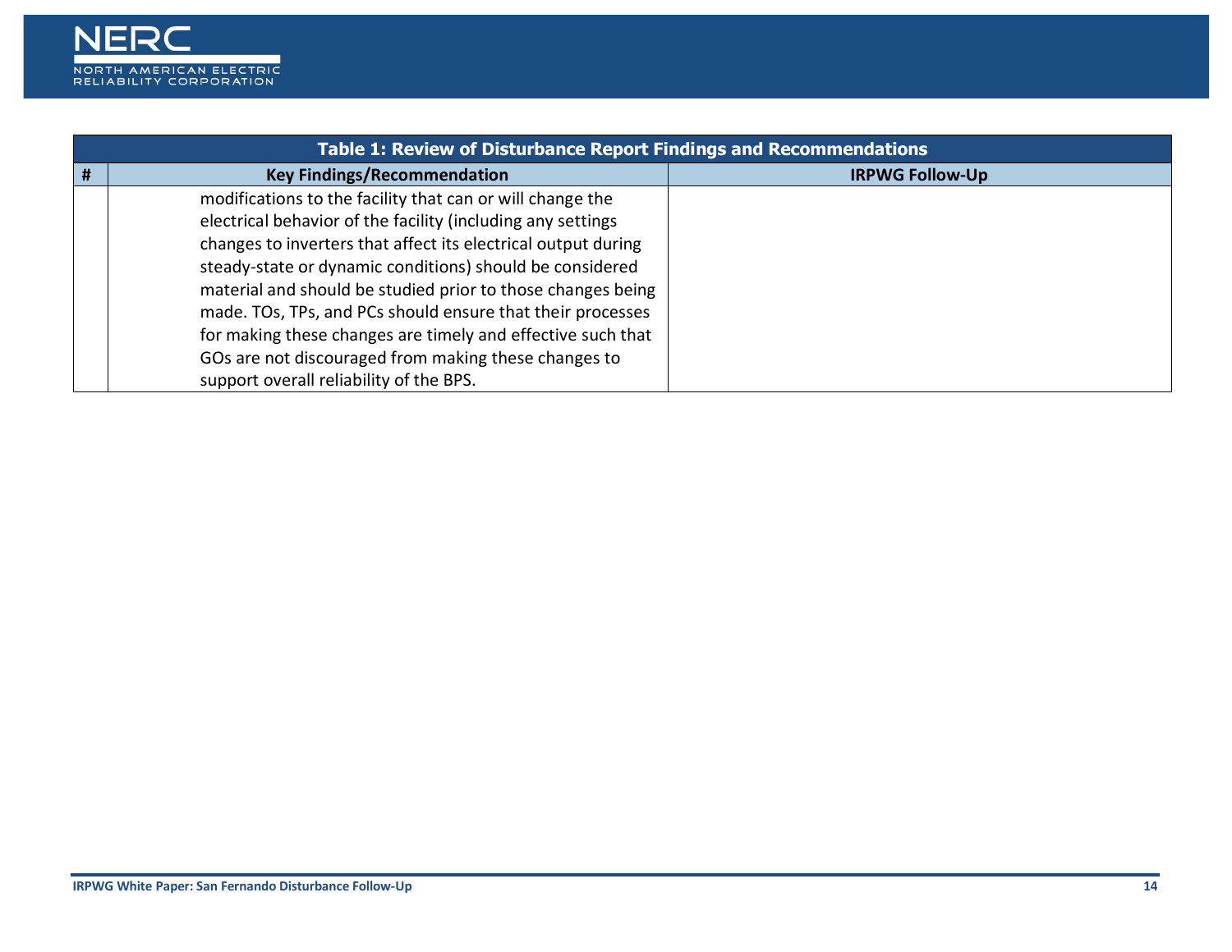| Table 1: Review of Disturbance Report Findings and Recommendations | | |
| --- | --- | --- |
| # | Key Findings/Recommendation | IRPWG Follow-Up |
| | modifications to the facility that can or will change the electrical behavior of the facility (including any settings changes to inverters that affect its electrical output during steady-state or dynamic conditions) should be considered material and should be studied prior to those changes being made. TOs, TPs, and PCs should ensure that their processes for making these changes are timely and effective such that GOs are not discouraged from making these changes to support overall reliability of the BPS. | |